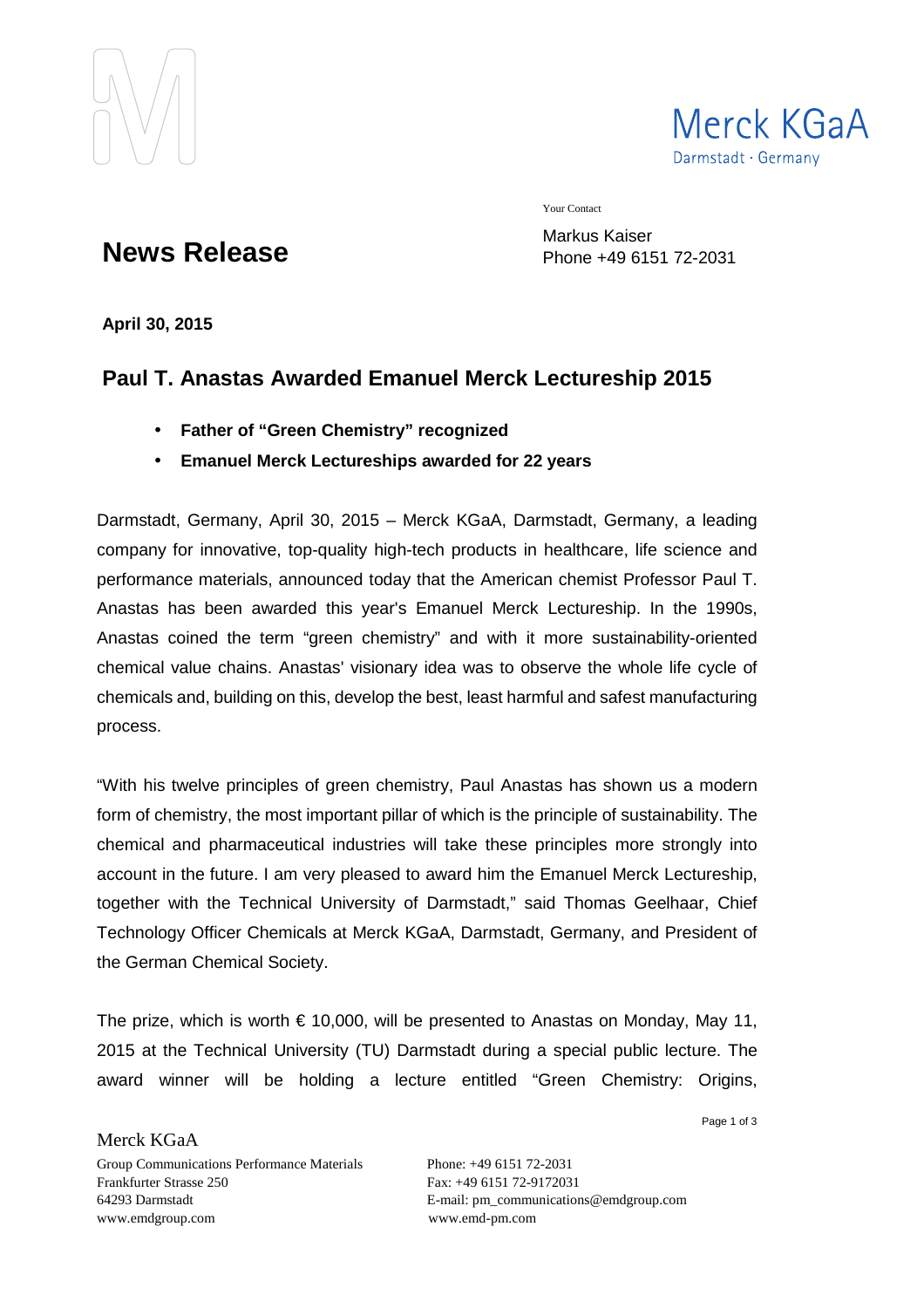Merck KGaA
Darmstadt · Germany

Your Contact

Markus Kaiser
Phone +49 6151 72-2031

# News Release

**April 30, 2015**

## Paul T. Anastas Awarded Emanuel Merck Lectureship 2015

- **Father of "Green Chemistry" recognized**
- **Emanuel Merck Lectureships awarded for 22 years**

Darmstadt, Germany, April 30, 2015 – Merck KGaA, Darmstadt, Germany, a leading company for innovative, top-quality high-tech products in healthcare, life science and performance materials, announced today that the American chemist Professor Paul T. Anastas has been awarded this year's Emanuel Merck Lectureship. In the 1990s, Anastas coined the term "green chemistry" and with it more sustainability-oriented chemical value chains. Anastas' visionary idea was to observe the whole life cycle of chemicals and, building on this, develop the best, least harmful and safest manufacturing process.

"With his twelve principles of green chemistry, Paul Anastas has shown us a modern form of chemistry, the most important pillar of which is the principle of sustainability. The chemical and pharmaceutical industries will take these principles more strongly into account in the future. I am very pleased to award him the Emanuel Merck Lectureship, together with the Technical University of Darmstadt," said Thomas Geelhaar, Chief Technology Officer Chemicals at Merck KGaA, Darmstadt, Germany, and President of the German Chemical Society.

The prize, which is worth € 10,000, will be presented to Anastas on Monday, May 11, 2015 at the Technical University (TU) Darmstadt during a special public lecture. The award winner will be holding a lecture entitled "Green Chemistry: Origins,

Merck KGaA
Group Communications Performance Materials
Frankfurter Strasse 250
64293 Darmstadt
www.emdgroup.com

Phone: +49 6151 72-2031
Fax: +49 6151 72-9172031
E-mail: pm_communications@emdgroup.com
www.emd-pm.com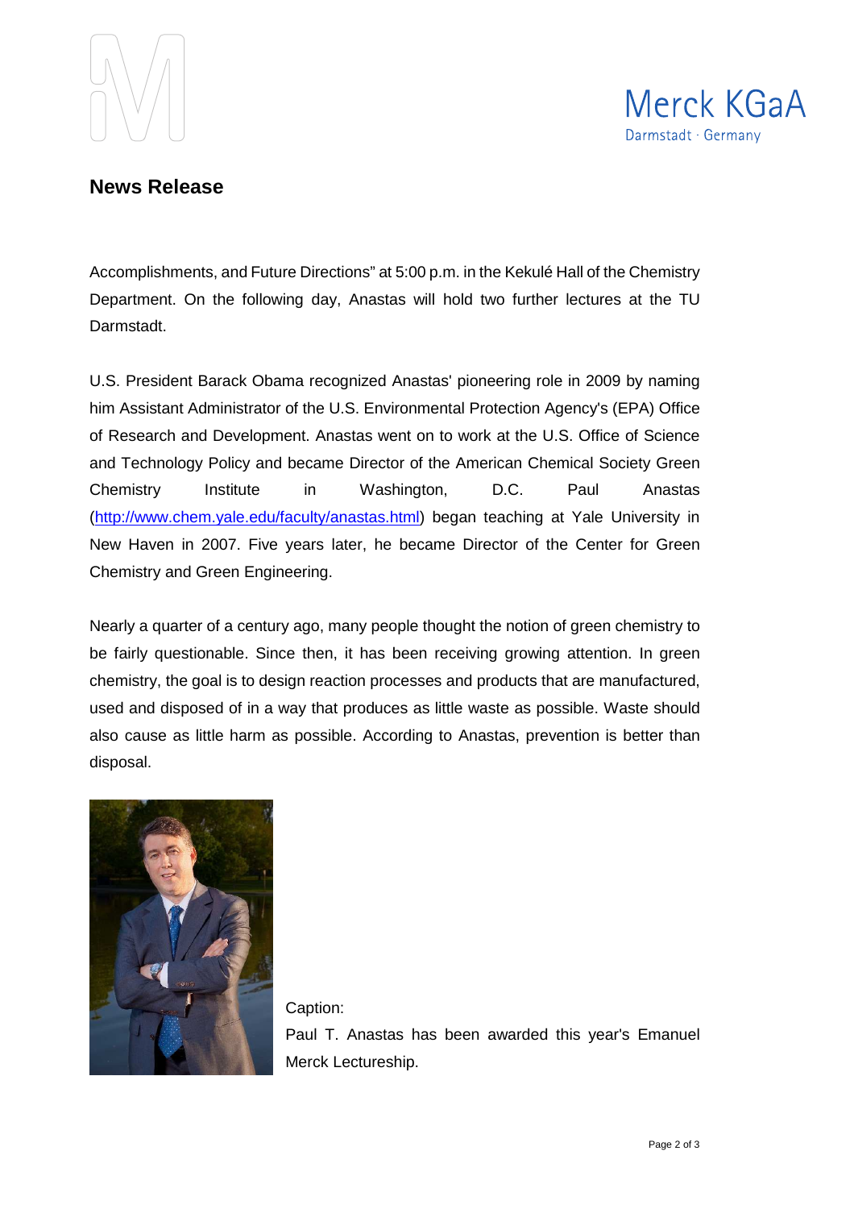## News Release

Accomplishments, and Future Directions" at 5:00 p.m. in the Kekulé Hall of the Chemistry Department. On the following day, Anastas will hold two further lectures at the TU Darmstadt.

U.S. President Barack Obama recognized Anastas' pioneering role in 2009 by naming him Assistant Administrator of the U.S. Environmental Protection Agency's (EPA) Office of Research and Development. Anastas went on to work at the U.S. Office of Science and Technology Policy and became Director of the American Chemical Society Green Chemistry Institute in Washington, D.C. Paul Anastas (http://www.chem.yale.edu/faculty/anastas.html) began teaching at Yale University in New Haven in 2007. Five years later, he became Director of the Center for Green Chemistry and Green Engineering.

Nearly a quarter of a century ago, many people thought the notion of green chemistry to be fairly questionable. Since then, it has been receiving growing attention. In green chemistry, the goal is to design reaction processes and products that are manufactured, used and disposed of in a way that produces as little waste as possible. Waste should also cause as little harm as possible. According to Anastas, prevention is better than disposal.

Caption:
Paul T. Anastas has been awarded this year's Emanuel Merck Lectureship.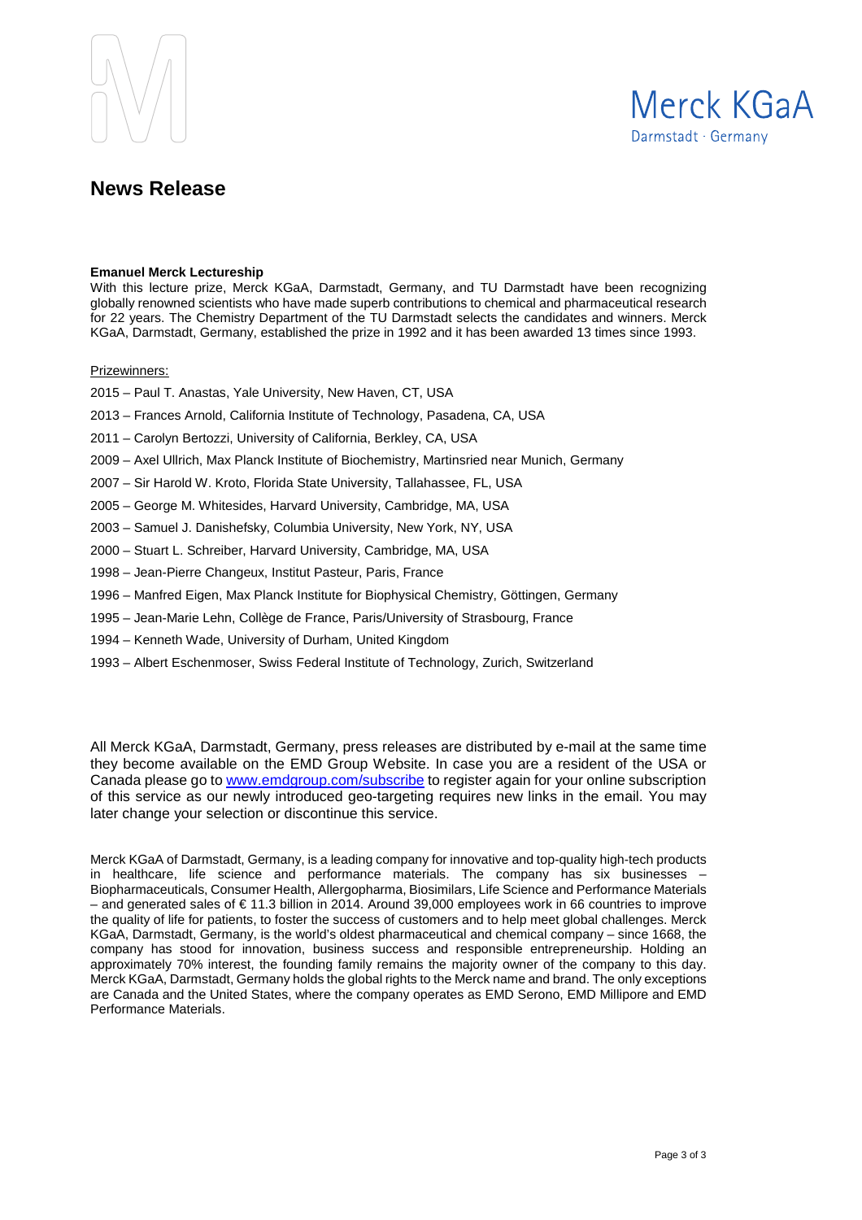Merck KGaA
Darmstadt · Germany

# News Release

**Emanuel Merck Lectureship**

With this lecture prize, Merck KGaA, Darmstadt, Germany, and TU Darmstadt have been recognizing globally renowned scientists who have made superb contributions to chemical and pharmaceutical research for 22 years. The Chemistry Department of the TU Darmstadt selects the candidates and winners. Merck KGaA, Darmstadt, Germany, established the prize in 1992 and it has been awarded 13 times since 1993.

Prizewinners:

2015 – Paul T. Anastas, Yale University, New Haven, CT, USA

2013 – Frances Arnold, California Institute of Technology, Pasadena, CA, USA

2011 – Carolyn Bertozzi, University of California, Berkley, CA, USA

2009 – Axel Ullrich, Max Planck Institute of Biochemistry, Martinsried near Munich, Germany

2007 – Sir Harold W. Kroto, Florida State University, Tallahassee, FL, USA

2005 – George M. Whitesides, Harvard University, Cambridge, MA, USA

2003 – Samuel J. Danishefsky, Columbia University, New York, NY, USA

2000 – Stuart L. Schreiber, Harvard University, Cambridge, MA, USA

1998 – Jean-Pierre Changeux, Institut Pasteur, Paris, France

1996 – Manfred Eigen, Max Planck Institute for Biophysical Chemistry, Göttingen, Germany

1995 – Jean-Marie Lehn, Collège de France, Paris/University of Strasbourg, France

1994 – Kenneth Wade, University of Durham, United Kingdom

1993 – Albert Eschenmoser, Swiss Federal Institute of Technology, Zurich, Switzerland

All Merck KGaA, Darmstadt, Germany, press releases are distributed by e-mail at the same time they become available on the EMD Group Website. In case you are a resident of the USA or Canada please go to [www.emdgroup.com/subscribe](www.emdgroup.com/subscribe) to register again for your online subscription of this service as our newly introduced geo-targeting requires new links in the email. You may later change your selection or discontinue this service.

Merck KGaA of Darmstadt, Germany, is a leading company for innovative and top-quality high-tech products in healthcare, life science and performance materials. The company has six businesses – Biopharmaceuticals, Consumer Health, Allergopharma, Biosimilars, Life Science and Performance Materials – and generated sales of € 11.3 billion in 2014. Around 39,000 employees work in 66 countries to improve the quality of life for patients, to foster the success of customers and to help meet global challenges. Merck KGaA, Darmstadt, Germany, is the world's oldest pharmaceutical and chemical company – since 1668, the company has stood for innovation, business success and responsible entrepreneurship. Holding an approximately 70% interest, the founding family remains the majority owner of the company to this day. Merck KGaA, Darmstadt, Germany holds the global rights to the Merck name and brand. The only exceptions are Canada and the United States, where the company operates as EMD Serono, EMD Millipore and EMD Performance Materials.